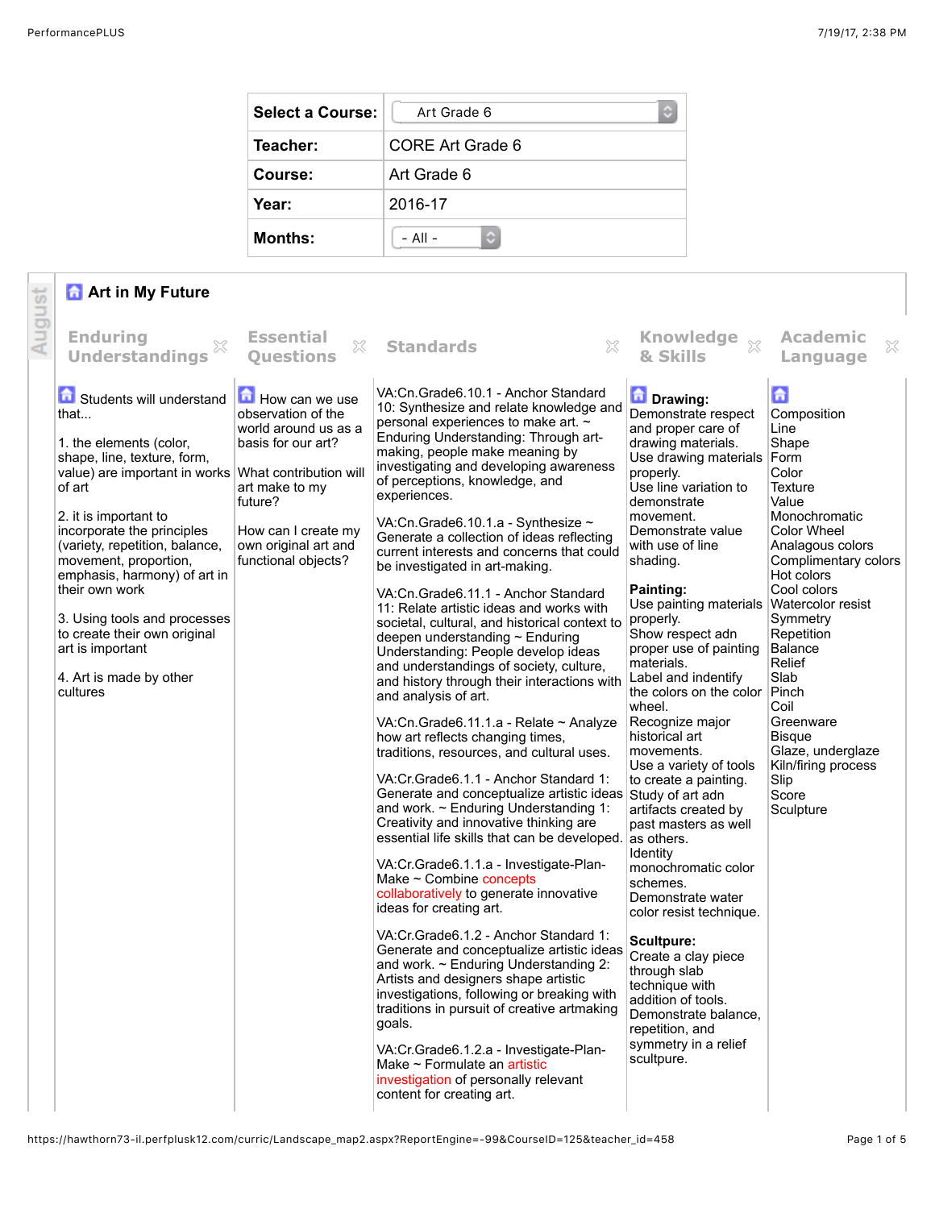| Select a Course: | Art Grade 6 |
|---|---|
| Teacher: | CORE Art Grade 6 |
| Course: | Art Grade 6 |
| Year: | 2016-17 |
| Months: | - All - |

August

## Art in My Future

| Enduring Understandings | Essential Questions | Standards | Knowledge & Skills | Academic Language |
|---|---|---|---|---|
| Students will understand that...<br><br>1. the elements (color, shape, line, texture, form, value) are important in works of art<br><br>2. it is important to incorporate the principles (variety, repetition, balance, movement, proportion, emphasis, harmony) of art in their own work<br><br>3. Using tools and processes to create their own original art is important<br><br>4. Art is made by other cultures | How can we use observation of the world around us as a basis for our art?<br><br>What contribution will art make to my future?<br><br>How can I create my own original art and functional objects? | VA:Cn.Grade6.10.1 - Anchor Standard 10: Synthesize and relate knowledge and personal experiences to make art. ~ Enduring Understanding: Through art-making, people make meaning by investigating and developing awareness of perceptions, knowledge, and experiences.<br><br>VA:Cn.Grade6.10.1.a - Synthesize ~ Generate a collection of ideas reflecting current interests and concerns that could be investigated in art-making.<br><br>VA:Cn.Grade6.11.1 - Anchor Standard 11: Relate artistic ideas and works with societal, cultural, and historical context to deepen understanding ~ Enduring Understanding: People develop ideas and understandings of society, culture, and history through their interactions with and analysis of art.<br><br>VA:Cn.Grade6.11.1.a - Relate ~ Analyze how art reflects changing times, traditions, resources, and cultural uses.<br><br>VA:Cr.Grade6.1.1 - Anchor Standard 1: Generate and conceptualize artistic ideas and work. ~ Enduring Understanding 1: Creativity and innovative thinking are essential life skills that can be developed.<br><br>VA:Cr.Grade6.1.1.a - Investigate-Plan-Make ~ Combine concepts collaboratively to generate innovative ideas for creating art.<br><br>VA:Cr.Grade6.1.2 - Anchor Standard 1: Generate and conceptualize artistic ideas and work. ~ Enduring Understanding 2: Artists and designers shape artistic investigations, following or breaking with traditions in pursuit of creative artmaking goals.<br><br>VA:Cr.Grade6.1.2.a - Investigate-Plan-Make ~ Formulate an artistic investigation of personally relevant content for creating art. | **Drawing:**<br>Demonstrate respect and proper care of drawing materials.<br>Use drawing materials properly.<br>Use line variation to demonstrate movement.<br>Demonstrate value with use of line shading.<br><br>**Painting:**<br>Use painting materials properly.<br>Show respect adn proper use of painting materials.<br>Label and indentify the colors on the color wheel.<br>Recognize major historical art movements.<br>Use a variety of tools to create a painting.<br>Study of art adn artifacts created by past masters as well as others.<br>Identity monochromatic color schemes.<br>Demonstrate water color resist technique.<br><br>**Scultpure:**<br>Create a clay piece through slab technique with addition of tools.<br>Demonstrate balance, repetition, and symmetry in a relief scultpure. | Composition<br>Line<br>Shape<br>Form<br>Color<br>Texture<br>Value<br>Monochromatic<br>Color Wheel<br>Analagous colors<br>Complimentary colors<br>Hot colors<br>Cool colors<br>Watercolor resist<br>Symmetry<br>Repetition<br>Balance<br>Relief<br>Slab<br>Pinch<br>Coil<br>Greenware<br>Bisque<br>Glaze, underglaze<br>Kiln/firing process<br>Slip<br>Score<br>Sculpture |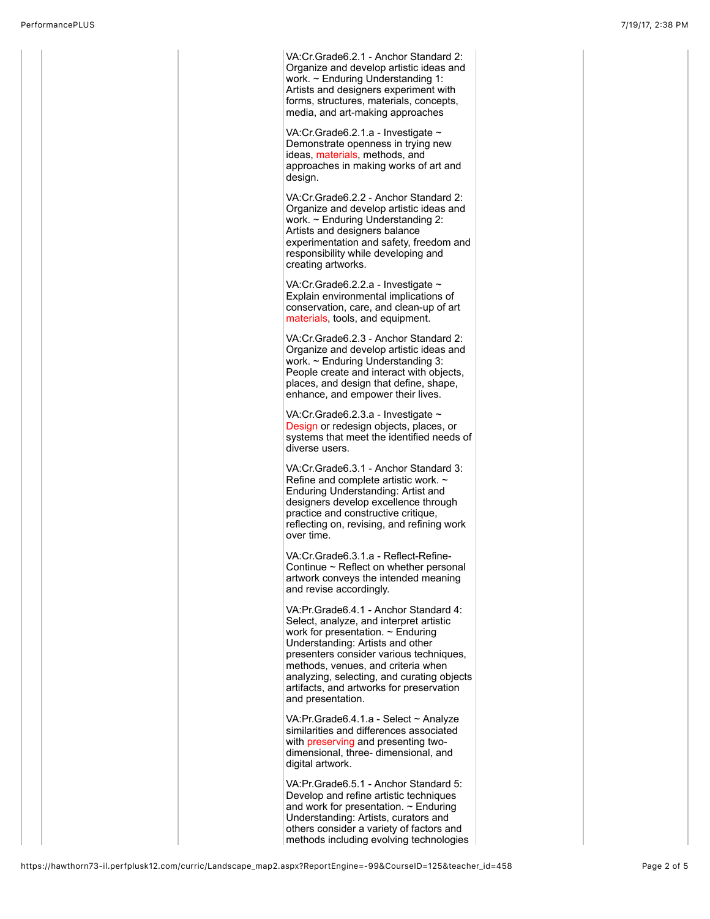VA:Cr.Grade6.2.1 - Anchor Standard 2: Organize and develop artistic ideas and work. ~ Enduring Understanding 1: Artists and designers experiment with forms, structures, materials, concepts, media, and art-making approaches

VA:Cr.Grade6.2.1.a - Investigate ~ Demonstrate openness in trying new ideas, materials, methods, and approaches in making works of art and design.

VA:Cr.Grade6.2.2 - Anchor Standard 2: Organize and develop artistic ideas and work. ~ Enduring Understanding 2: Artists and designers balance experimentation and safety, freedom and responsibility while developing and creating artworks.

VA:Cr.Grade6.2.2.a - Investigate ~ Explain environmental implications of conservation, care, and clean-up of art materials, tools, and equipment.

VA:Cr.Grade6.2.3 - Anchor Standard 2: Organize and develop artistic ideas and work. ~ Enduring Understanding 3: People create and interact with objects, places, and design that define, shape, enhance, and empower their lives.

VA:Cr.Grade6.2.3.a - Investigate ~ Design or redesign objects, places, or systems that meet the identified needs of diverse users.

VA:Cr.Grade6.3.1 - Anchor Standard 3: Refine and complete artistic work. ~ Enduring Understanding: Artist and designers develop excellence through practice and constructive critique, reflecting on, revising, and refining work over time.

VA:Cr.Grade6.3.1.a - Reflect-Refine-Continue ~ Reflect on whether personal artwork conveys the intended meaning and revise accordingly.

VA:Pr.Grade6.4.1 - Anchor Standard 4: Select, analyze, and interpret artistic work for presentation. ~ Enduring Understanding: Artists and other presenters consider various techniques, methods, venues, and criteria when analyzing, selecting, and curating objects artifacts, and artworks for preservation and presentation.

VA:Pr.Grade6.4.1.a - Select ~ Analyze similarities and differences associated with preserving and presenting two-dimensional, three- dimensional, and digital artwork.

VA:Pr.Grade6.5.1 - Anchor Standard 5: Develop and refine artistic techniques and work for presentation. ~ Enduring Understanding: Artists, curators and others consider a variety of factors and methods including evolving technologies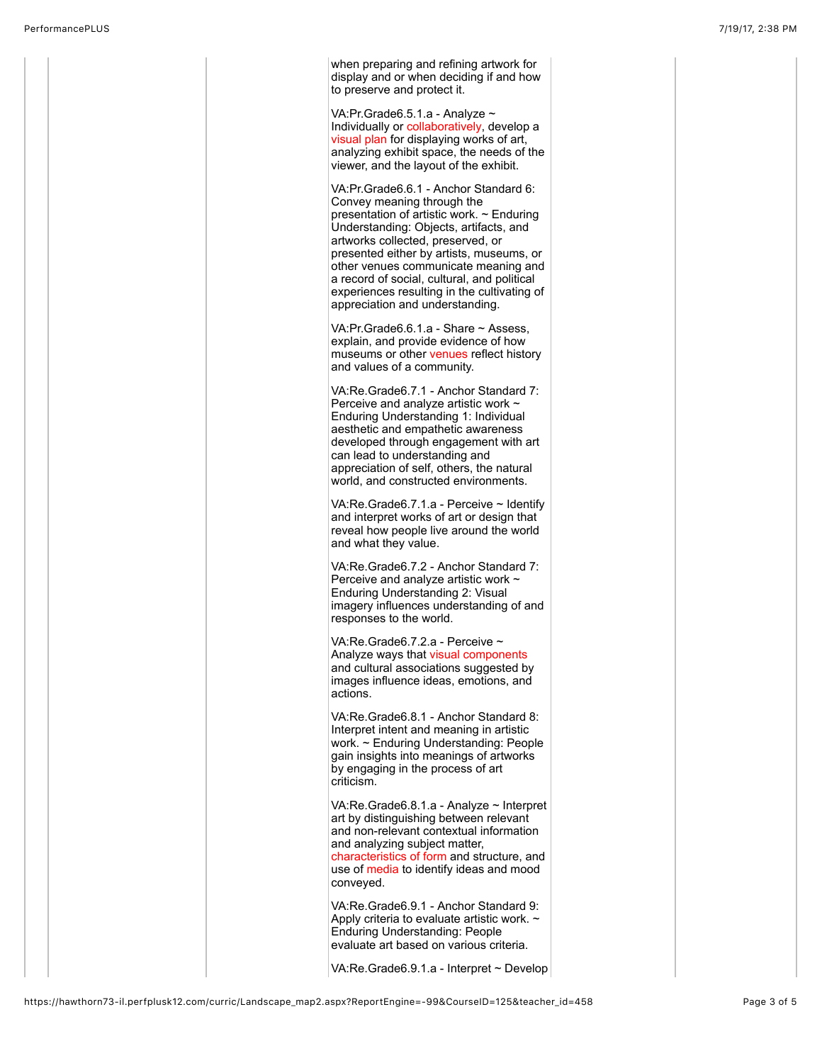when preparing and refining artwork for display and or when deciding if and how to preserve and protect it.

VA:Pr.Grade6.5.1.a - Analyze ~ Individually or collaboratively, develop a visual plan for displaying works of art, analyzing exhibit space, the needs of the viewer, and the layout of the exhibit.

VA:Pr.Grade6.6.1 - Anchor Standard 6: Convey meaning through the presentation of artistic work. ~ Enduring Understanding: Objects, artifacts, and artworks collected, preserved, or presented either by artists, museums, or other venues communicate meaning and a record of social, cultural, and political experiences resulting in the cultivating of appreciation and understanding.

VA:Pr.Grade6.6.1.a - Share ~ Assess, explain, and provide evidence of how museums or other venues reflect history and values of a community.

VA:Re.Grade6.7.1 - Anchor Standard 7: Perceive and analyze artistic work ~ Enduring Understanding 1: Individual aesthetic and empathetic awareness developed through engagement with art can lead to understanding and appreciation of self, others, the natural world, and constructed environments.

VA:Re.Grade6.7.1.a - Perceive ~ Identify and interpret works of art or design that reveal how people live around the world and what they value.

VA:Re.Grade6.7.2 - Anchor Standard 7: Perceive and analyze artistic work ~ Enduring Understanding 2: Visual imagery influences understanding of and responses to the world.

VA:Re.Grade6.7.2.a - Perceive ~ Analyze ways that visual components and cultural associations suggested by images influence ideas, emotions, and actions.

VA:Re.Grade6.8.1 - Anchor Standard 8: Interpret intent and meaning in artistic work. ~ Enduring Understanding: People gain insights into meanings of artworks by engaging in the process of art criticism.

VA:Re.Grade6.8.1.a - Analyze ~ Interpret art by distinguishing between relevant and non-relevant contextual information and analyzing subject matter, characteristics of form and structure, and use of media to identify ideas and mood conveyed.

VA:Re.Grade6.9.1 - Anchor Standard 9: Apply criteria to evaluate artistic work. ~ Enduring Understanding: People evaluate art based on various criteria.

VA:Re.Grade6.9.1.a - Interpret ~ Develop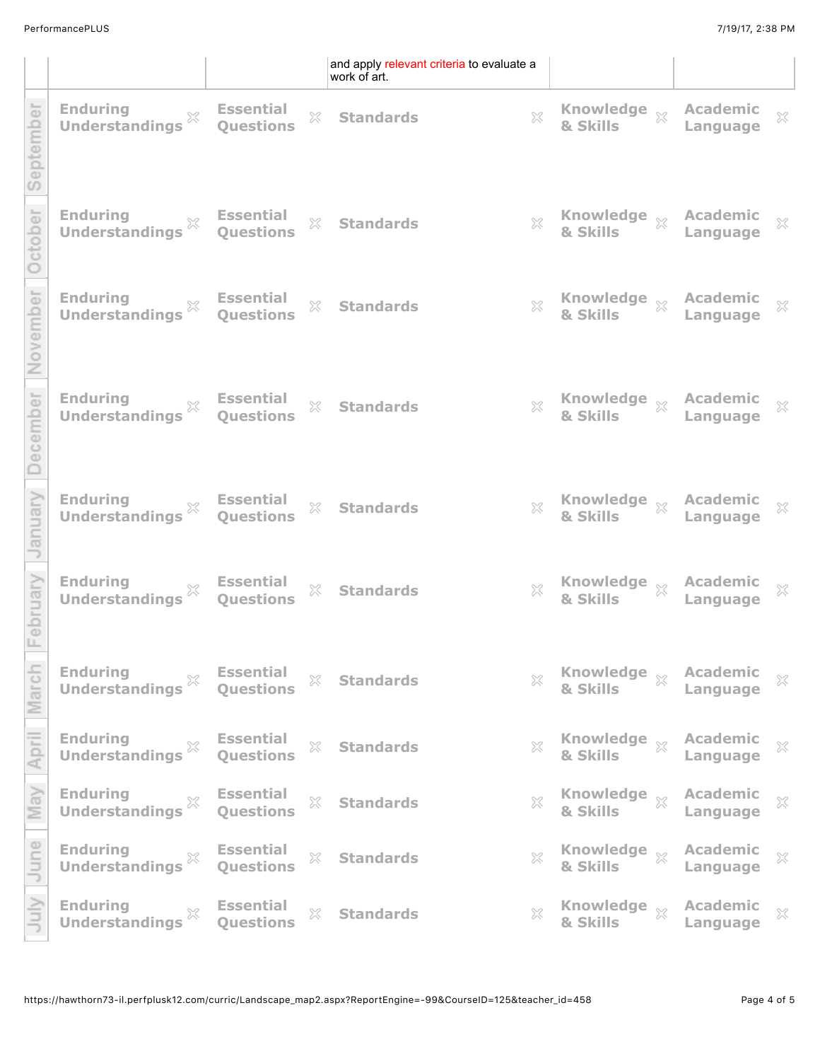| | | | and apply relevant criteria to evaluate a work of art. | | |
|---|---|---|---|---|---|
| September | Enduring Understandings | Essential Questions | Standards | Knowledge & Skills | Academic Language |
| October | Enduring Understandings | Essential Questions | Standards | Knowledge & Skills | Academic Language |
| November | Enduring Understandings | Essential Questions | Standards | Knowledge & Skills | Academic Language |
| December | Enduring Understandings | Essential Questions | Standards | Knowledge & Skills | Academic Language |
| January | Enduring Understandings | Essential Questions | Standards | Knowledge & Skills | Academic Language |
| February | Enduring Understandings | Essential Questions | Standards | Knowledge & Skills | Academic Language |
| March | Enduring Understandings | Essential Questions | Standards | Knowledge & Skills | Academic Language |
| April | Enduring Understandings | Essential Questions | Standards | Knowledge & Skills | Academic Language |
| May | Enduring Understandings | Essential Questions | Standards | Knowledge & Skills | Academic Language |
| June | Enduring Understandings | Essential Questions | Standards | Knowledge & Skills | Academic Language |
| July | Enduring Understandings | Essential Questions | Standards | Knowledge & Skills | Academic Language |